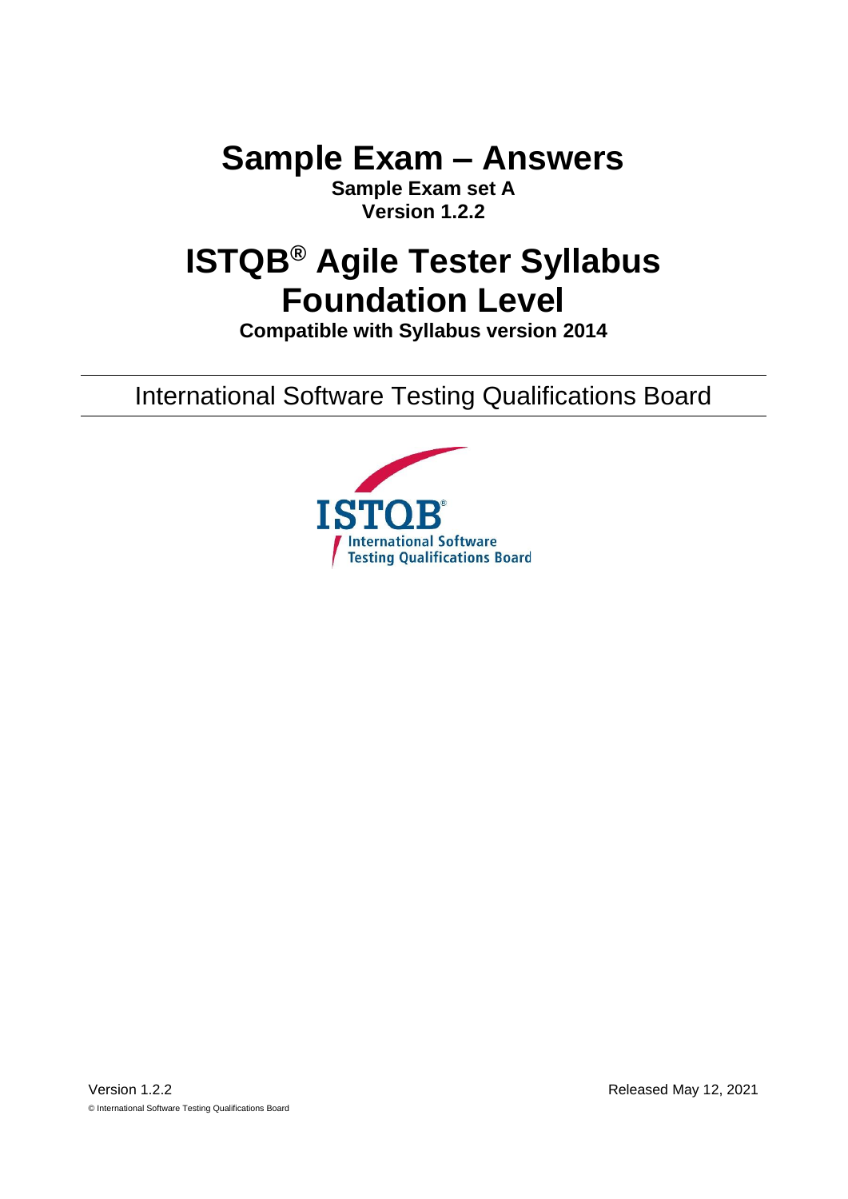# Sample Exam – Answers

**Sample Exam set A**
**Version 1.2.2**

# ISTQB® Agile Tester Syllabus Foundation Level

**Compatible with Syllabus version 2014**

International Software Testing Qualifications Board

Version 1.2.2

Released May 12, 2021

© International Software Testing Qualifications Board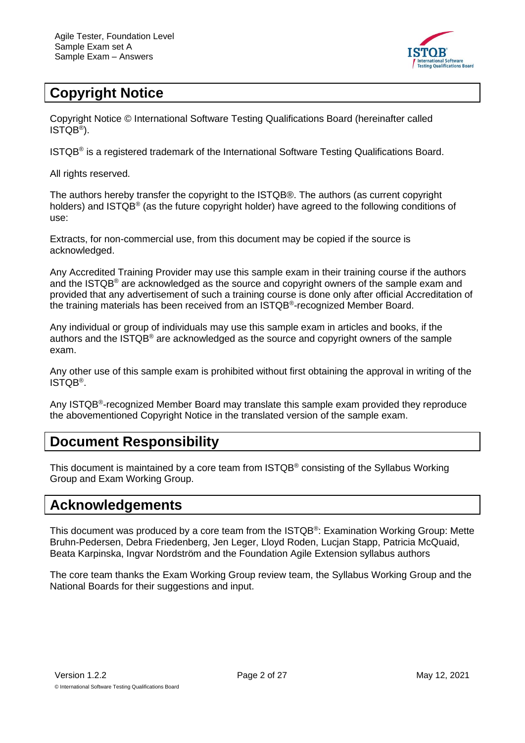## Copyright Notice

Copyright Notice © International Software Testing Qualifications Board (hereinafter called ISTQB®).

ISTQB® is a registered trademark of the International Software Testing Qualifications Board.

All rights reserved.

The authors hereby transfer the copyright to the ISTQB®. The authors (as current copyright holders) and ISTQB® (as the future copyright holder) have agreed to the following conditions of use:

Extracts, for non-commercial use, from this document may be copied if the source is acknowledged.

Any Accredited Training Provider may use this sample exam in their training course if the authors and the ISTQB® are acknowledged as the source and copyright owners of the sample exam and provided that any advertisement of such a training course is done only after official Accreditation of the training materials has been received from an ISTQB®-recognized Member Board.

Any individual or group of individuals may use this sample exam in articles and books, if the authors and the ISTQB® are acknowledged as the source and copyright owners of the sample exam.

Any other use of this sample exam is prohibited without first obtaining the approval in writing of the ISTQB®.

Any ISTQB®-recognized Member Board may translate this sample exam provided they reproduce the abovementioned Copyright Notice in the translated version of the sample exam.

## Document Responsibility

This document is maintained by a core team from ISTQB® consisting of the Syllabus Working Group and Exam Working Group.

## Acknowledgements

This document was produced by a core team from the ISTQB®: Examination Working Group: Mette Bruhn-Pedersen, Debra Friedenberg, Jen Leger, Lloyd Roden, Lucjan Stapp, Patricia McQuaid, Beata Karpinska, Ingvar Nordström and the Foundation Agile Extension syllabus authors

The core team thanks the Exam Working Group review team, the Syllabus Working Group and the National Boards for their suggestions and input.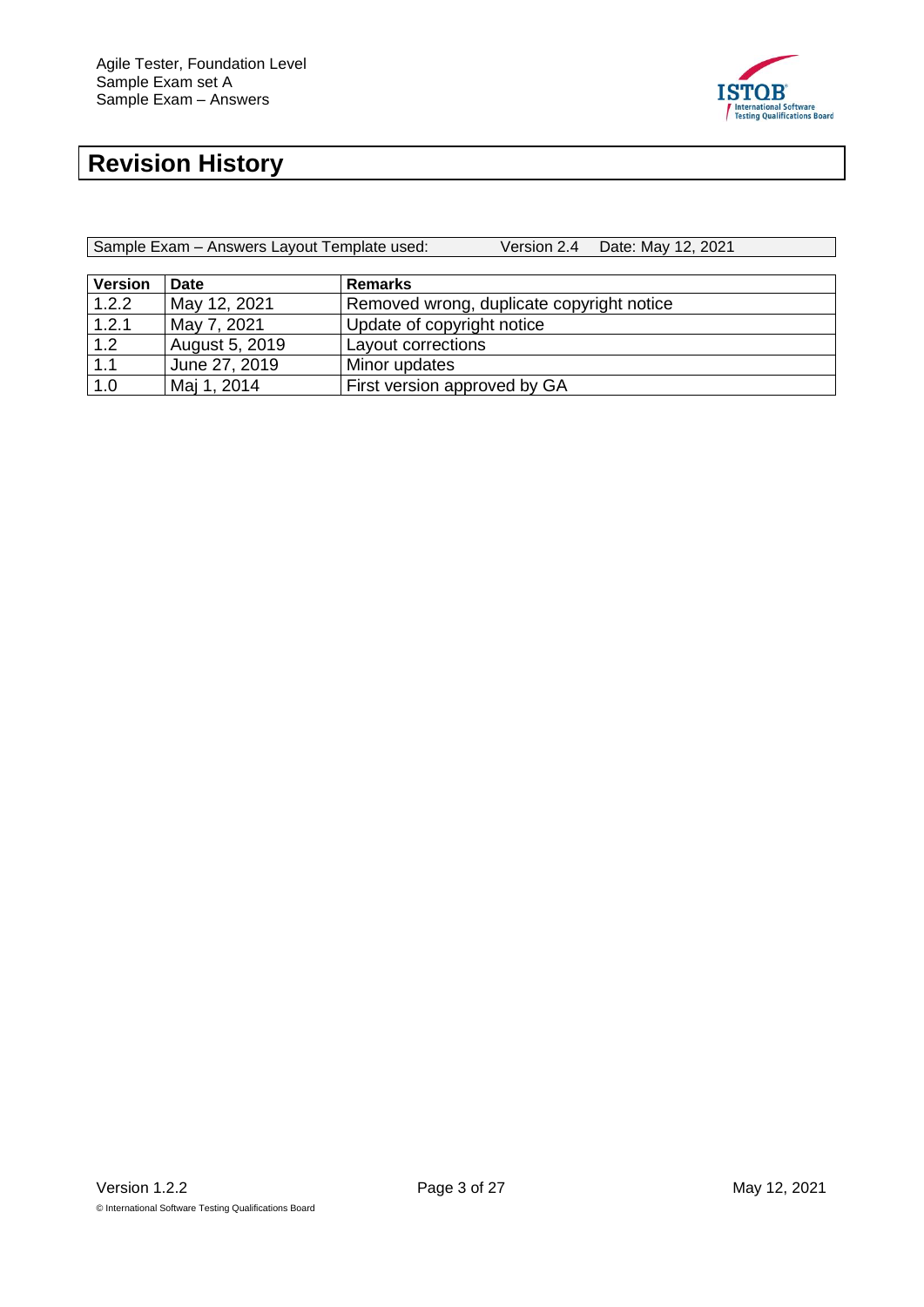# Revision History

| Sample Exam – Answers Layout Template used: | Version 2.4 | Date: May 12, 2021 |
|---|---|---|

| Version | Date | Remarks |
|---|---|---|
| 1.2.2 | May 12, 2021 | Removed wrong, duplicate copyright notice |
| 1.2.1 | May 7, 2021 | Update of copyright notice |
| 1.2 | August 5, 2019 | Layout corrections |
| 1.1 | June 27, 2019 | Minor updates |
| 1.0 | Maj 1, 2014 | First version approved by GA |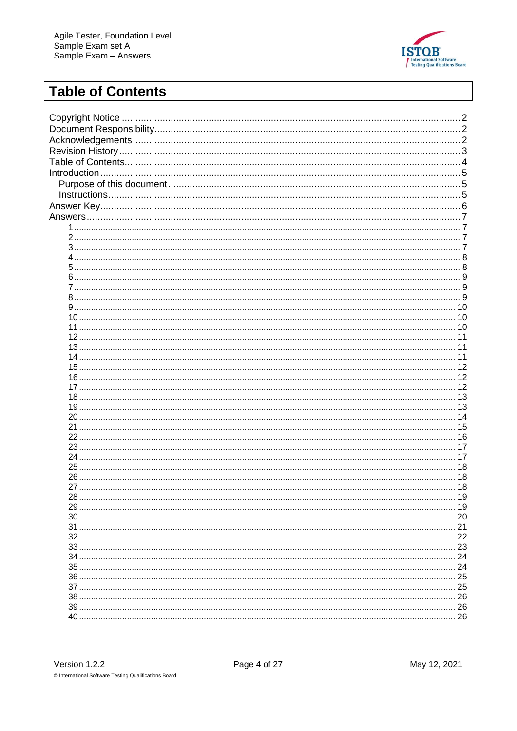# Table of Contents

Copyright Notice .......... 2
Document Responsibility .......... 2
Acknowledgements .......... 2
Revision History .......... 3
Table of Contents .......... 4
Introduction .......... 5
  Purpose of this document .......... 5
  Instructions .......... 5
Answer Key .......... 6
Answers .......... 7
  1 .......... 7
  2 .......... 7
  3 .......... 7
  4 .......... 8
  5 .......... 8
  6 .......... 9
  7 .......... 9
  8 .......... 9
  9 .......... 10
  10 .......... 10
  11 .......... 10
  12 .......... 11
  13 .......... 11
  14 .......... 11
  15 .......... 12
  16 .......... 12
  17 .......... 12
  18 .......... 13
  19 .......... 13
  20 .......... 14
  21 .......... 15
  22 .......... 16
  23 .......... 17
  24 .......... 17
  25 .......... 18
  26 .......... 18
  27 .......... 18
  28 .......... 19
  29 .......... 19
  30 .......... 20
  31 .......... 21
  32 .......... 22
  33 .......... 23
  34 .......... 24
  35 .......... 24
  36 .......... 25
  37 .......... 25
  38 .......... 26
  39 .......... 26
  40 .......... 26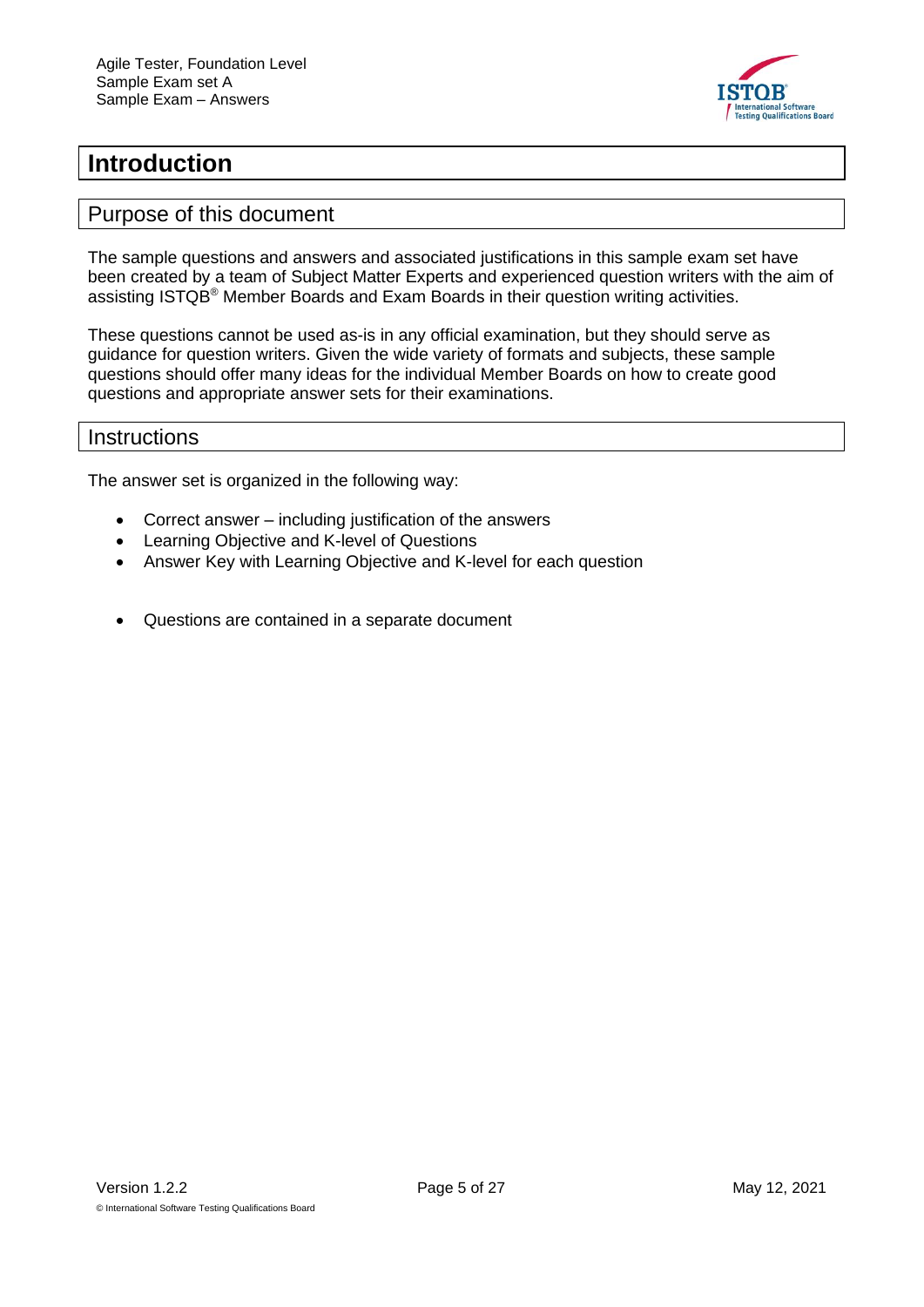# Introduction

## Purpose of this document

The sample questions and answers and associated justifications in this sample exam set have been created by a team of Subject Matter Experts and experienced question writers with the aim of assisting ISTQB® Member Boards and Exam Boards in their question writing activities.

These questions cannot be used as-is in any official examination, but they should serve as guidance for question writers. Given the wide variety of formats and subjects, these sample questions should offer many ideas for the individual Member Boards on how to create good questions and appropriate answer sets for their examinations.

## Instructions

The answer set is organized in the following way:

- Correct answer – including justification of the answers
- Learning Objective and K-level of Questions
- Answer Key with Learning Objective and K-level for each question

- Questions are contained in a separate document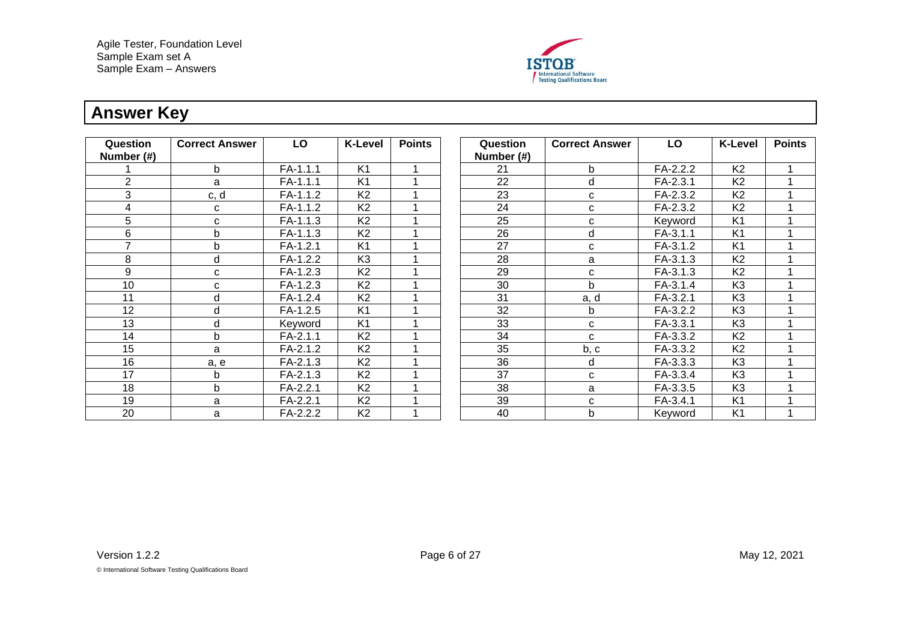## Answer Key

| Question Number (#) | Correct Answer | LO | K-Level | Points |
|---|---|---|---|---|
| 1 | b | FA-1.1.1 | K1 | 1 |
| 2 | a | FA-1.1.1 | K1 | 1 |
| 3 | c, d | FA-1.1.2 | K2 | 1 |
| 4 | c | FA-1.1.2 | K2 | 1 |
| 5 | c | FA-1.1.3 | K2 | 1 |
| 6 | b | FA-1.1.3 | K2 | 1 |
| 7 | b | FA-1.2.1 | K1 | 1 |
| 8 | d | FA-1.2.2 | K3 | 1 |
| 9 | c | FA-1.2.3 | K2 | 1 |
| 10 | c | FA-1.2.3 | K2 | 1 |
| 11 | d | FA-1.2.4 | K2 | 1 |
| 12 | d | FA-1.2.5 | K1 | 1 |
| 13 | d | Keyword | K1 | 1 |
| 14 | b | FA-2.1.1 | K2 | 1 |
| 15 | a | FA-2.1.2 | K2 | 1 |
| 16 | a, e | FA-2.1.3 | K2 | 1 |
| 17 | b | FA-2.1.3 | K2 | 1 |
| 18 | b | FA-2.2.1 | K2 | 1 |
| 19 | a | FA-2.2.1 | K2 | 1 |
| 20 | a | FA-2.2.2 | K2 | 1 |
| 21 | b | FA-2.2.2 | K2 | 1 |
| 22 | d | FA-2.3.1 | K2 | 1 |
| 23 | c | FA-2.3.2 | K2 | 1 |
| 24 | c | FA-2.3.2 | K2 | 1 |
| 25 | c | Keyword | K1 | 1 |
| 26 | d | FA-3.1.1 | K1 | 1 |
| 27 | c | FA-3.1.2 | K1 | 1 |
| 28 | a | FA-3.1.3 | K2 | 1 |
| 29 | c | FA-3.1.3 | K2 | 1 |
| 30 | b | FA-3.1.4 | K3 | 1 |
| 31 | a, d | FA-3.2.1 | K3 | 1 |
| 32 | b | FA-3.2.2 | K3 | 1 |
| 33 | c | FA-3.3.1 | K3 | 1 |
| 34 | c | FA-3.3.2 | K2 | 1 |
| 35 | b, c | FA-3.3.2 | K2 | 1 |
| 36 | d | FA-3.3.3 | K3 | 1 |
| 37 | c | FA-3.3.4 | K3 | 1 |
| 38 | a | FA-3.3.5 | K3 | 1 |
| 39 | c | FA-3.4.1 | K1 | 1 |
| 40 | b | Keyword | K1 | 1 |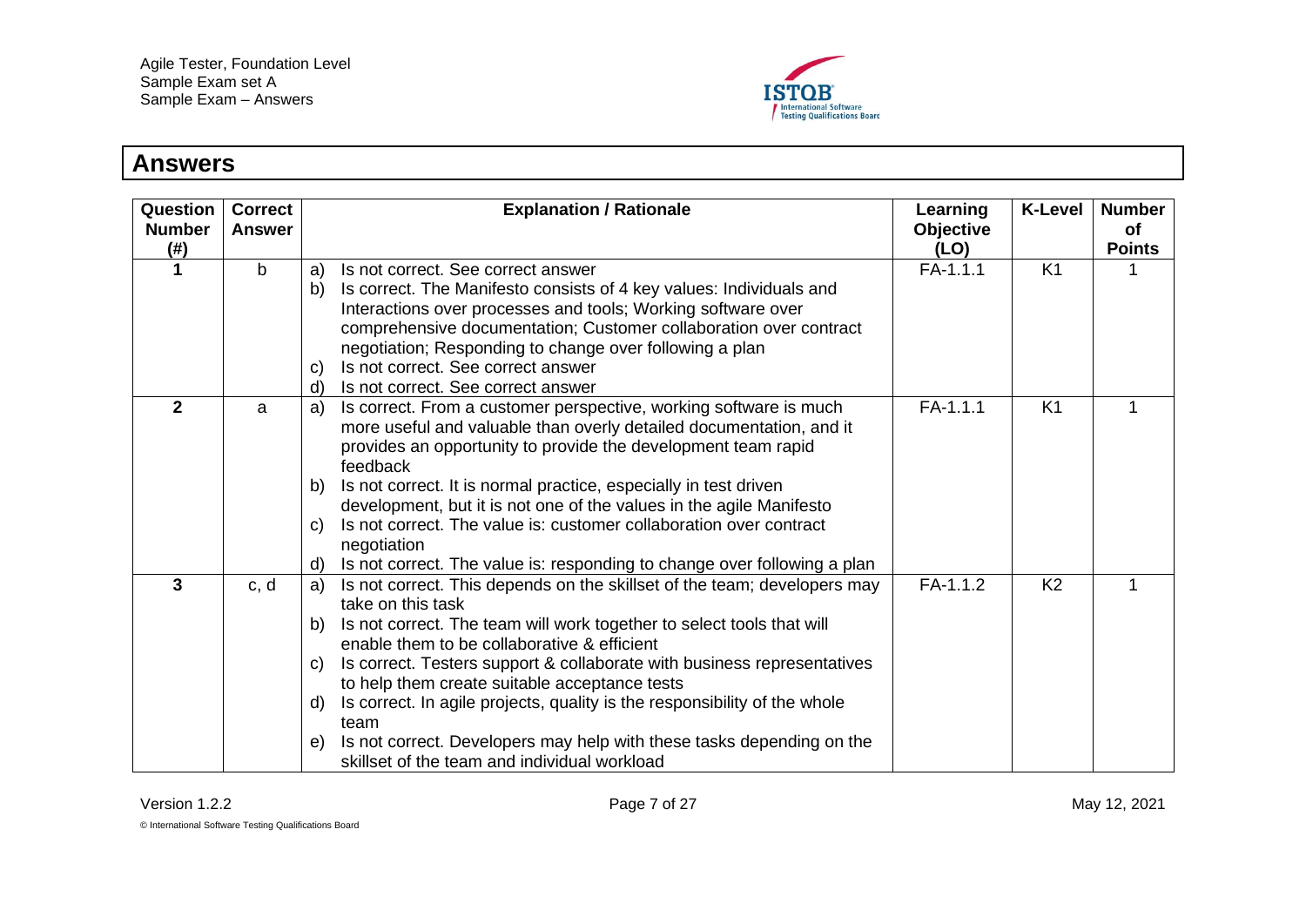## Answers

| Question Number (#) | Correct Answer | Explanation / Rationale | Learning Objective (LO) | K-Level | Number of Points |
|---|---|---|---|---|---|
| 1 | b | a) Is not correct. See correct answer<br>b) Is correct. The Manifesto consists of 4 key values: Individuals and Interactions over processes and tools; Working software over comprehensive documentation; Customer collaboration over contract negotiation; Responding to change over following a plan<br>c) Is not correct. See correct answer<br>d) Is not correct. See correct answer | FA-1.1.1 | K1 | 1 |
| 2 | a | a) Is correct. From a customer perspective, working software is much more useful and valuable than overly detailed documentation, and it provides an opportunity to provide the development team rapid feedback<br>b) Is not correct. It is normal practice, especially in test driven development, but it is not one of the values in the agile Manifesto<br>c) Is not correct. The value is: customer collaboration over contract negotiation<br>d) Is not correct. The value is: responding to change over following a plan | FA-1.1.1 | K1 | 1 |
| 3 | c, d | a) Is not correct. This depends on the skillset of the team; developers may take on this task<br>b) Is not correct. The team will work together to select tools that will enable them to be collaborative & efficient<br>c) Is correct. Testers support & collaborate with business representatives to help them create suitable acceptance tests<br>d) Is correct. In agile projects, quality is the responsibility of the whole team<br>e) Is not correct. Developers may help with these tasks depending on the skillset of the team and individual workload | FA-1.1.2 | K2 | 1 |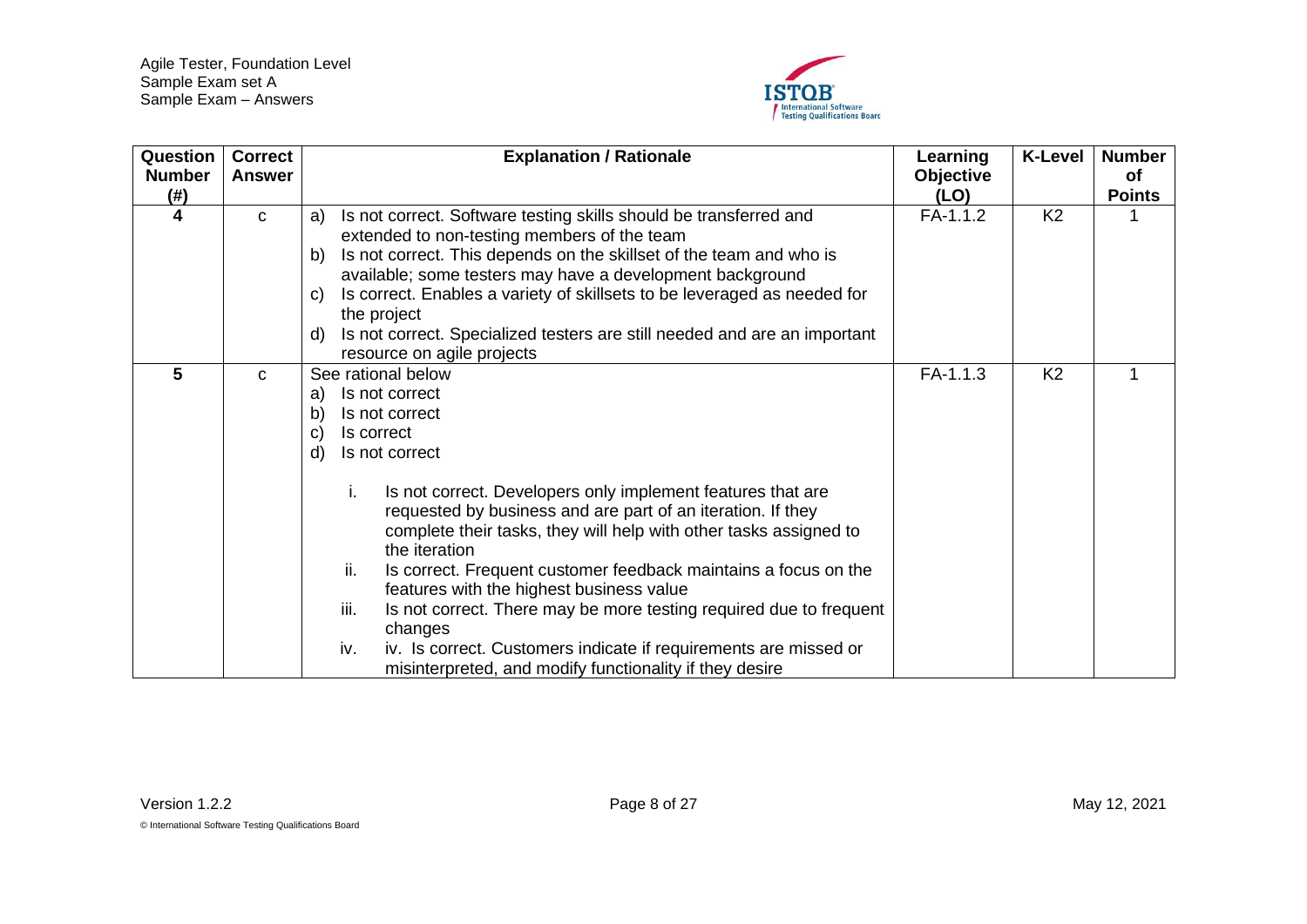| Question Number (#) | Correct Answer | Explanation / Rationale | Learning Objective (LO) | K-Level | Number of Points |
|---|---|---|---|---|---|
| 4 | c | a) Is not correct. Software testing skills should be transferred and extended to non-testing members of the team<br>b) Is not correct. This depends on the skillset of the team and who is available; some testers may have a development background<br>c) Is correct. Enables a variety of skillsets to be leveraged as needed for the project<br>d) Is not correct. Specialized testers are still needed and are an important resource on agile projects | FA-1.1.2 | K2 | 1 |
| 5 | c | See rational below<br>a) Is not correct<br>b) Is not correct<br>c) Is correct<br>d) Is not correct<br><br>i. Is not correct. Developers only implement features that are requested by business and are part of an iteration. If they complete their tasks, they will help with other tasks assigned to the iteration<br>ii. Is correct. Frequent customer feedback maintains a focus on the features with the highest business value<br>iii. Is not correct. There may be more testing required due to frequent changes<br>iv. iv. Is correct. Customers indicate if requirements are missed or misinterpreted, and modify functionality if they desire | FA-1.1.3 | K2 | 1 |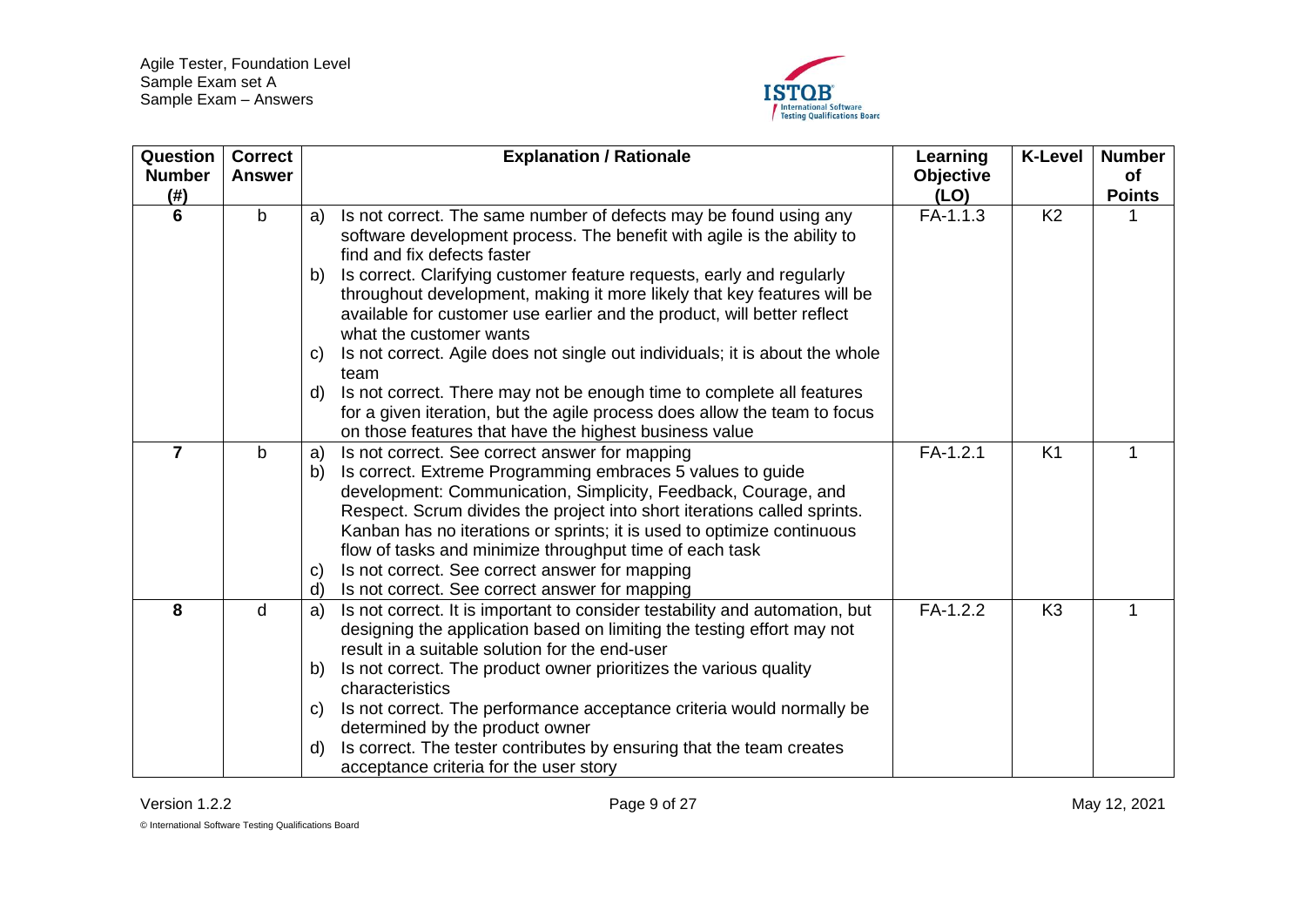| Question Number (#) | Correct Answer | Explanation / Rationale | Learning Objective (LO) | K-Level | Number of Points |
|---|---|---|---|---|---|
| 6 | b | a) Is not correct. The same number of defects may be found using any software development process. The benefit with agile is the ability to find and fix defects faster<br>b) Is correct. Clarifying customer feature requests, early and regularly throughout development, making it more likely that key features will be available for customer use earlier and the product, will better reflect what the customer wants<br>c) Is not correct. Agile does not single out individuals; it is about the whole team<br>d) Is not correct. There may not be enough time to complete all features for a given iteration, but the agile process does allow the team to focus on those features that have the highest business value | FA-1.1.3 | K2 | 1 |
| 7 | b | a) Is not correct. See correct answer for mapping<br>b) Is correct. Extreme Programming embraces 5 values to guide development: Communication, Simplicity, Feedback, Courage, and Respect. Scrum divides the project into short iterations called sprints. Kanban has no iterations or sprints; it is used to optimize continuous flow of tasks and minimize throughput time of each task<br>c) Is not correct. See correct answer for mapping<br>d) Is not correct. See correct answer for mapping | FA-1.2.1 | K1 | 1 |
| 8 | d | a) Is not correct. It is important to consider testability and automation, but designing the application based on limiting the testing effort may not result in a suitable solution for the end-user<br>b) Is not correct. The product owner prioritizes the various quality characteristics<br>c) Is not correct. The performance acceptance criteria would normally be determined by the product owner<br>d) Is correct. The tester contributes by ensuring that the team creates acceptance criteria for the user story | FA-1.2.2 | K3 | 1 |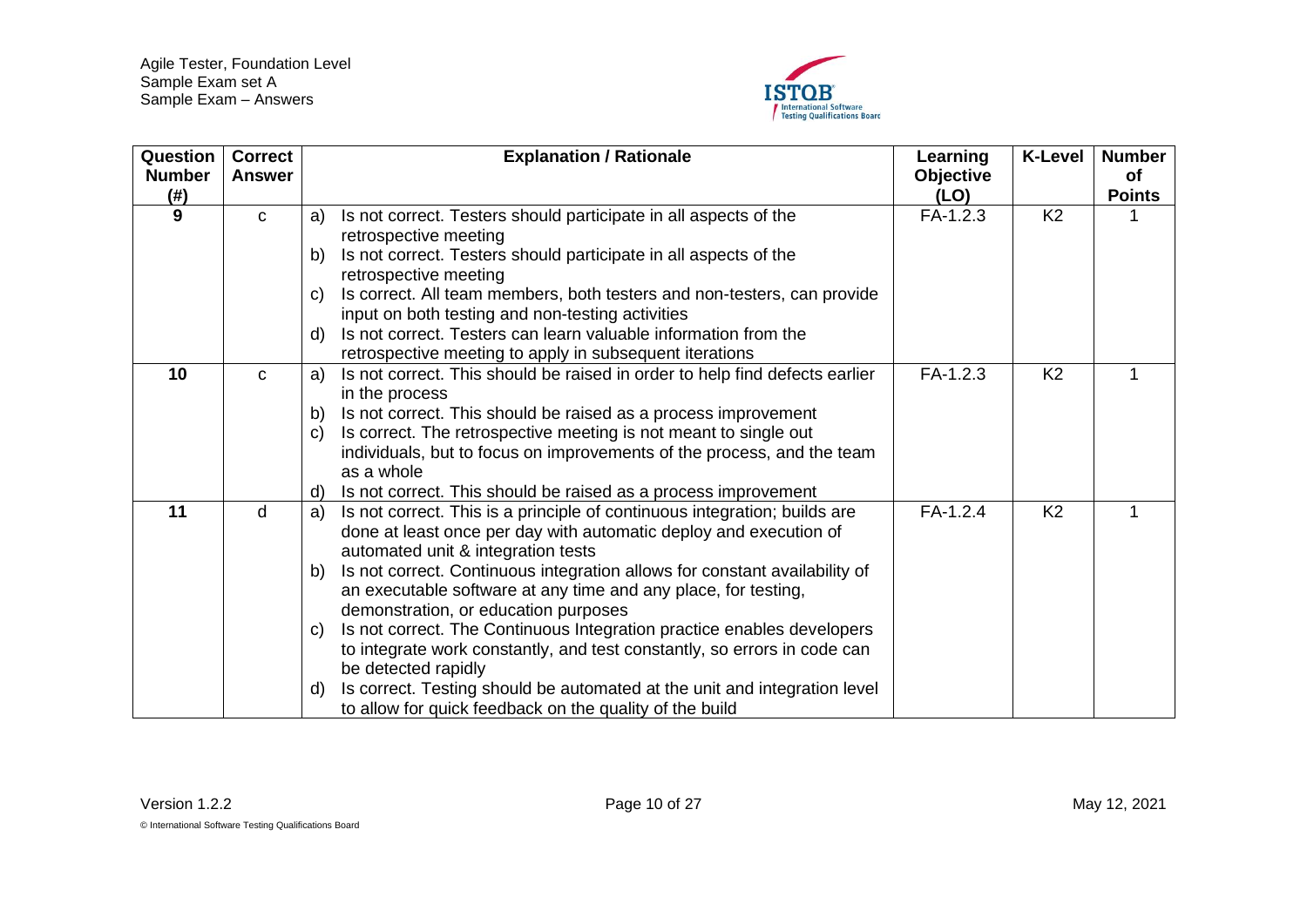| Question Number (#) | Correct Answer | Explanation / Rationale | Learning Objective (LO) | K-Level | Number of Points |
|---|---|---|---|---|---|
| 9 | c | a) Is not correct. Testers should participate in all aspects of the retrospective meeting<br>b) Is not correct. Testers should participate in all aspects of the retrospective meeting<br>c) Is correct. All team members, both testers and non-testers, can provide input on both testing and non-testing activities<br>d) Is not correct. Testers can learn valuable information from the retrospective meeting to apply in subsequent iterations | FA-1.2.3 | K2 | 1 |
| 10 | c | a) Is not correct. This should be raised in order to help find defects earlier in the process<br>b) Is not correct. This should be raised as a process improvement<br>c) Is correct. The retrospective meeting is not meant to single out individuals, but to focus on improvements of the process, and the team as a whole<br>d) Is not correct. This should be raised as a process improvement | FA-1.2.3 | K2 | 1 |
| 11 | d | a) Is not correct. This is a principle of continuous integration; builds are done at least once per day with automatic deploy and execution of automated unit & integration tests<br>b) Is not correct. Continuous integration allows for constant availability of an executable software at any time and any place, for testing, demonstration, or education purposes<br>c) Is not correct. The Continuous Integration practice enables developers to integrate work constantly, and test constantly, so errors in code can be detected rapidly<br>d) Is correct. Testing should be automated at the unit and integration level to allow for quick feedback on the quality of the build | FA-1.2.4 | K2 | 1 |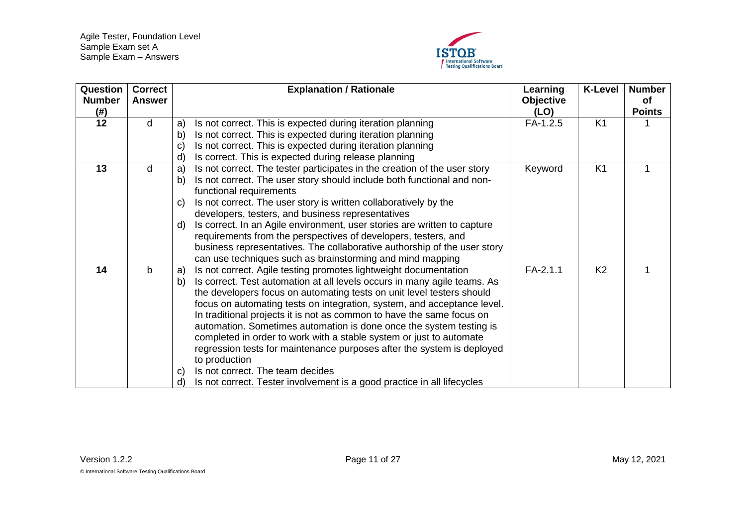| Question Number (#) | Correct Answer | Explanation / Rationale | Learning Objective (LO) | K-Level | Number of Points |
|---|---|---|---|---|---|
| 12 | d | a) Is not correct. This is expected during iteration planning<br>b) Is not correct. This is expected during iteration planning<br>c) Is not correct. This is expected during iteration planning<br>d) Is correct. This is expected during release planning | FA-1.2.5 | K1 | 1 |
| 13 | d | a) Is not correct. The tester participates in the creation of the user story<br>b) Is not correct. The user story should include both functional and non-functional requirements<br>c) Is not correct. The user story is written collaboratively by the developers, testers, and business representatives<br>d) Is correct. In an Agile environment, user stories are written to capture requirements from the perspectives of developers, testers, and business representatives. The collaborative authorship of the user story can use techniques such as brainstorming and mind mapping | Keyword | K1 | 1 |
| 14 | b | a) Is not correct. Agile testing promotes lightweight documentation<br>b) Is correct. Test automation at all levels occurs in many agile teams. As the developers focus on automating tests on unit level testers should focus on automating tests on integration, system, and acceptance level. In traditional projects it is not as common to have the same focus on automation. Sometimes automation is done once the system testing is completed in order to work with a stable system or just to automate regression tests for maintenance purposes after the system is deployed to production<br>c) Is not correct. The team decides<br>d) Is not correct. Tester involvement is a good practice in all lifecycles | FA-2.1.1 | K2 | 1 |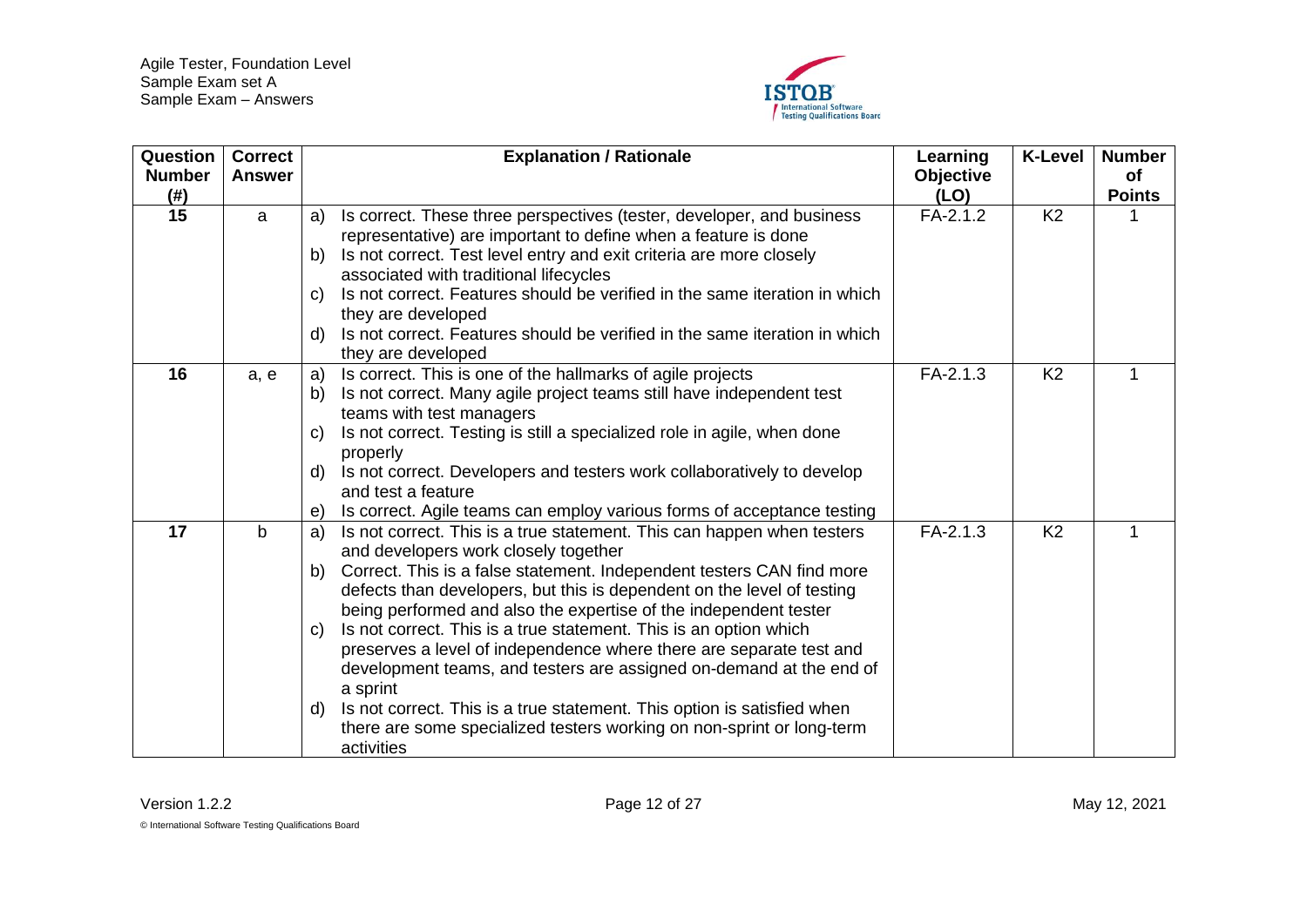| Question Number (#) | Correct Answer | Explanation / Rationale | Learning Objective (LO) | K-Level | Number of Points |
|---|---|---|---|---|---|
| 15 | a | a) Is correct. These three perspectives (tester, developer, and business representative) are important to define when a feature is done<br>b) Is not correct. Test level entry and exit criteria are more closely associated with traditional lifecycles<br>c) Is not correct. Features should be verified in the same iteration in which they are developed<br>d) Is not correct. Features should be verified in the same iteration in which they are developed | FA-2.1.2 | K2 | 1 |
| 16 | a, e | a) Is correct. This is one of the hallmarks of agile projects<br>b) Is not correct. Many agile project teams still have independent test teams with test managers<br>c) Is not correct. Testing is still a specialized role in agile, when done properly<br>d) Is not correct. Developers and testers work collaboratively to develop and test a feature<br>e) Is correct. Agile teams can employ various forms of acceptance testing | FA-2.1.3 | K2 | 1 |
| 17 | b | a) Is not correct. This is a true statement. This can happen when testers and developers work closely together<br>b) Correct. This is a false statement. Independent testers CAN find more defects than developers, but this is dependent on the level of testing being performed and also the expertise of the independent tester<br>c) Is not correct. This is a true statement. This is an option which preserves a level of independence where there are separate test and development teams, and testers are assigned on-demand at the end of a sprint<br>d) Is not correct. This is a true statement. This option is satisfied when there are some specialized testers working on non-sprint or long-term activities | FA-2.1.3 | K2 | 1 |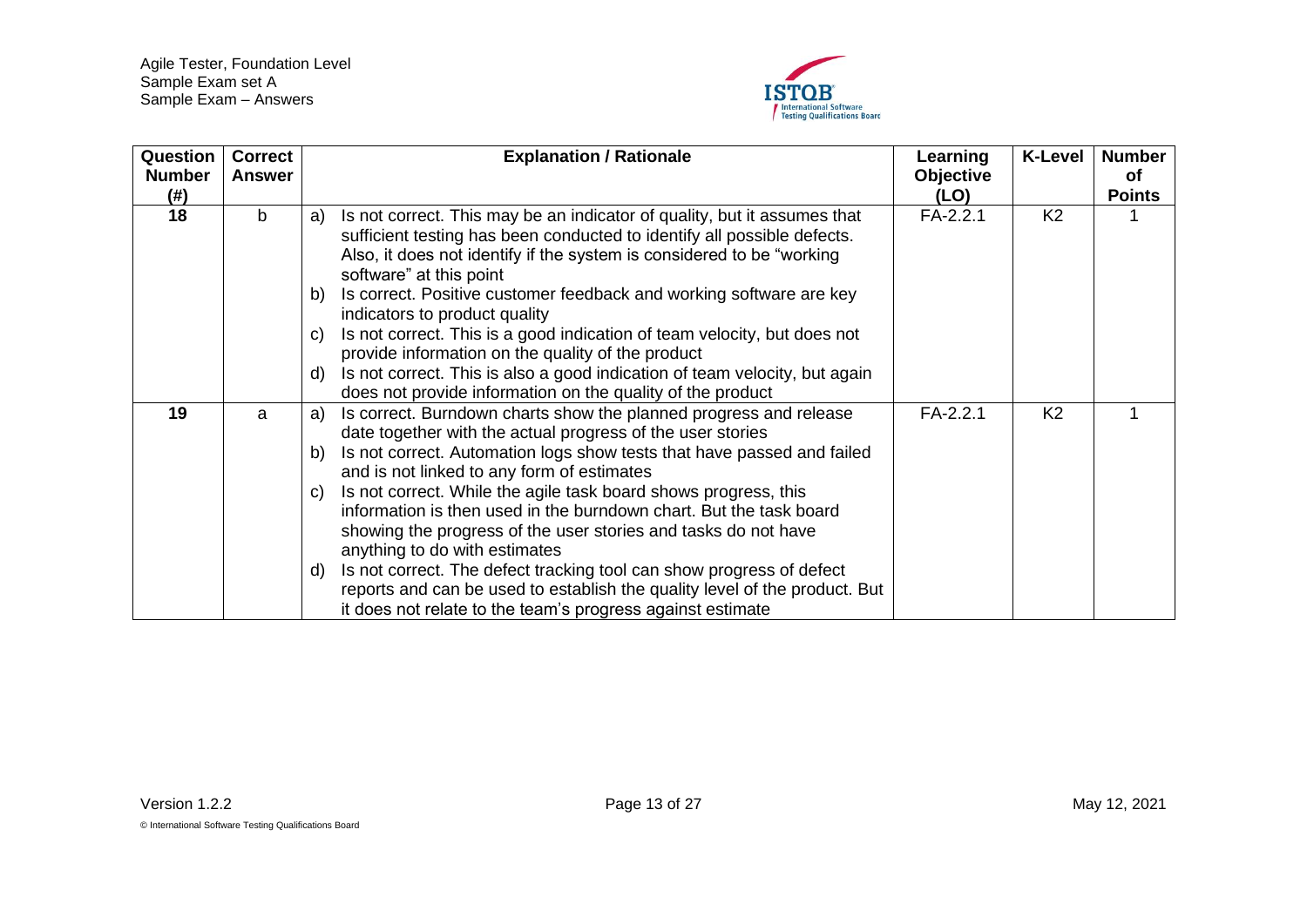| Question Number (#) | Correct Answer | Explanation / Rationale | Learning Objective (LO) | K-Level | Number of Points |
|---|---|---|---|---|---|
| 18 | b | a) Is not correct. This may be an indicator of quality, but it assumes that sufficient testing has been conducted to identify all possible defects. Also, it does not identify if the system is considered to be "working software" at this point<br>b) Is correct. Positive customer feedback and working software are key indicators to product quality<br>c) Is not correct. This is a good indication of team velocity, but does not provide information on the quality of the product<br>d) Is not correct. This is also a good indication of team velocity, but again does not provide information on the quality of the product | FA-2.2.1 | K2 | 1 |
| 19 | a | a) Is correct. Burndown charts show the planned progress and release date together with the actual progress of the user stories<br>b) Is not correct. Automation logs show tests that have passed and failed and is not linked to any form of estimates<br>c) Is not correct. While the agile task board shows progress, this information is then used in the burndown chart. But the task board showing the progress of the user stories and tasks do not have anything to do with estimates<br>d) Is not correct. The defect tracking tool can show progress of defect reports and can be used to establish the quality level of the product. But it does not relate to the team's progress against estimate | FA-2.2.1 | K2 | 1 |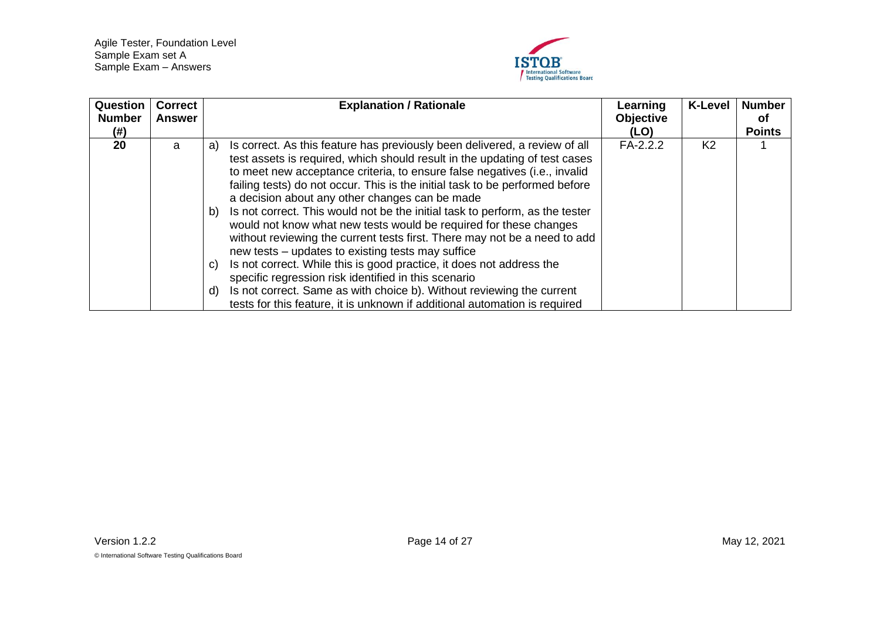| Question Number (#) | Correct Answer | Explanation / Rationale | Learning Objective (LO) | K-Level | Number of Points |
|---|---|---|---|---|---|
| 20 | a | a) Is correct. As this feature has previously been delivered, a review of all test assets is required, which should result in the updating of test cases to meet new acceptance criteria, to ensure false negatives (i.e., invalid failing tests) do not occur. This is the initial task to be performed before a decision about any other changes can be made<br>b) Is not correct. This would not be the initial task to perform, as the tester would not know what new tests would be required for these changes without reviewing the current tests first. There may not be a need to add new tests – updates to existing tests may suffice<br>c) Is not correct. While this is good practice, it does not address the specific regression risk identified in this scenario<br>d) Is not correct. Same as with choice b). Without reviewing the current tests for this feature, it is unknown if additional automation is required | FA-2.2.2 | K2 | 1 |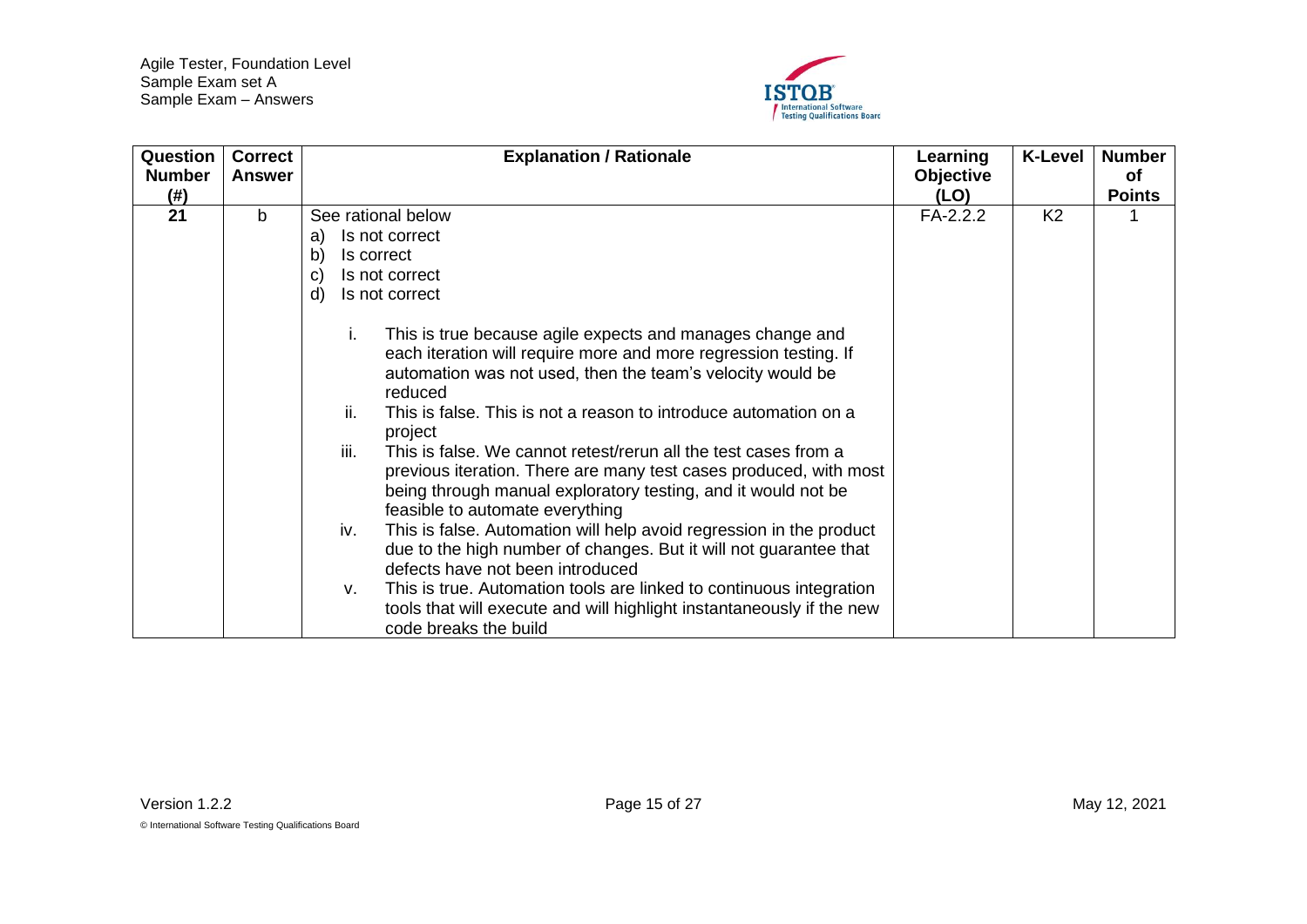| Question Number (#) | Correct Answer | Explanation / Rationale | Learning Objective (LO) | K-Level | Number of Points |
|---|---|---|---|---|---|
| 21 | b | See rational below<br>a) Is not correct<br>b) Is correct<br>c) Is not correct<br>d) Is not correct<br><br>i. This is true because agile expects and manages change and each iteration will require more and more regression testing. If automation was not used, then the team's velocity would be reduced<br>ii. This is false. This is not a reason to introduce automation on a project<br>iii. This is false. We cannot retest/rerun all the test cases from a previous iteration. There are many test cases produced, with most being through manual exploratory testing, and it would not be feasible to automate everything<br>iv. This is false. Automation will help avoid regression in the product due to the high number of changes. But it will not guarantee that defects have not been introduced<br>v. This is true. Automation tools are linked to continuous integration tools that will execute and will highlight instantaneously if the new code breaks the build | FA-2.2.2 | K2 | 1 |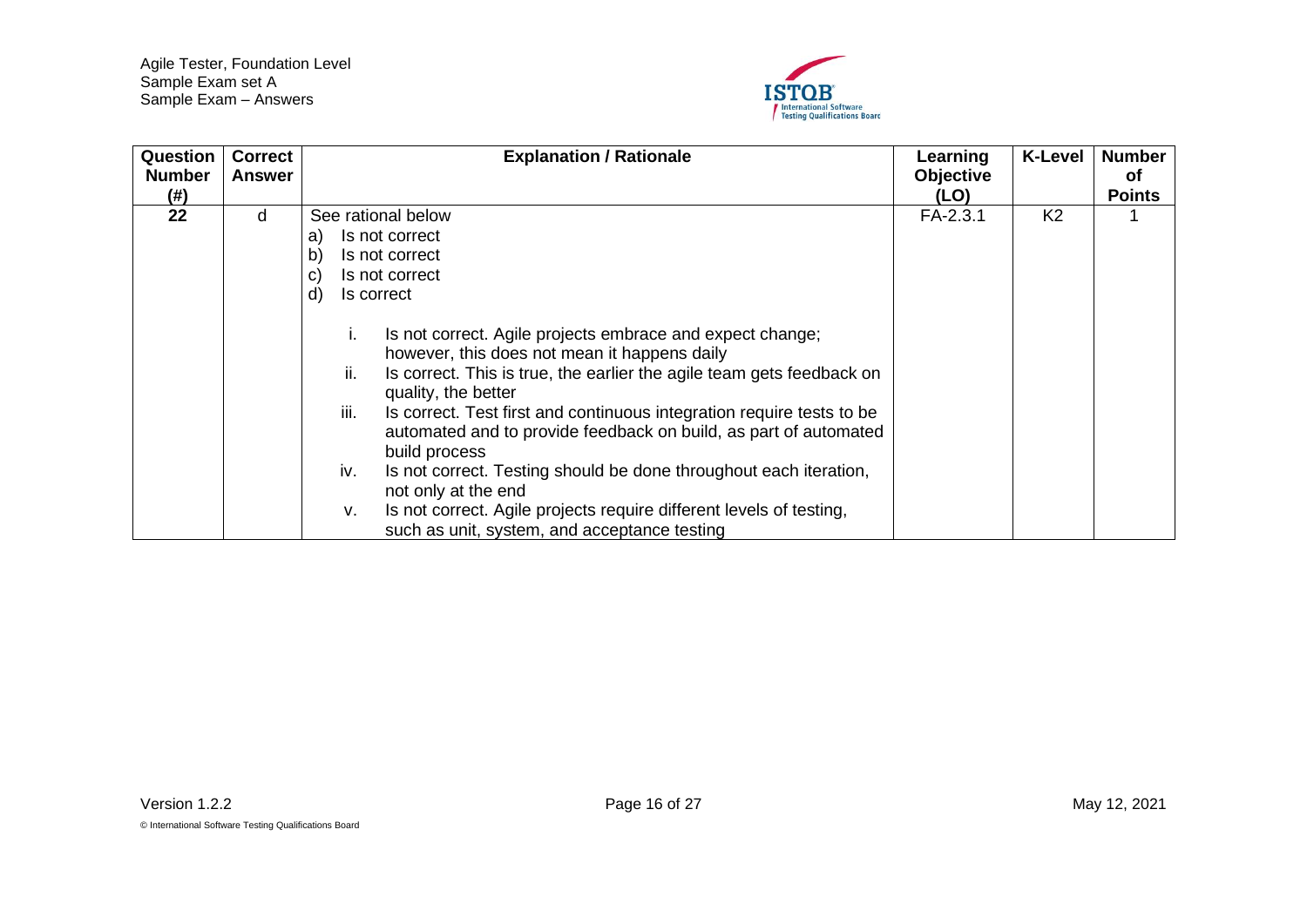| Question Number (#) | Correct Answer | Explanation / Rationale | Learning Objective (LO) | K-Level | Number of Points |
|---|---|---|---|---|---|
| 22 | d | See rational below<br>a) Is not correct<br>b) Is not correct<br>c) Is not correct<br>d) Is correct<br><br>i. Is not correct. Agile projects embrace and expect change; however, this does not mean it happens daily<br>ii. Is correct. This is true, the earlier the agile team gets feedback on quality, the better<br>iii. Is correct. Test first and continuous integration require tests to be automated and to provide feedback on build, as part of automated build process<br>iv. Is not correct. Testing should be done throughout each iteration, not only at the end<br>v. Is not correct. Agile projects require different levels of testing, such as unit, system, and acceptance testing | FA-2.3.1 | K2 | 1 |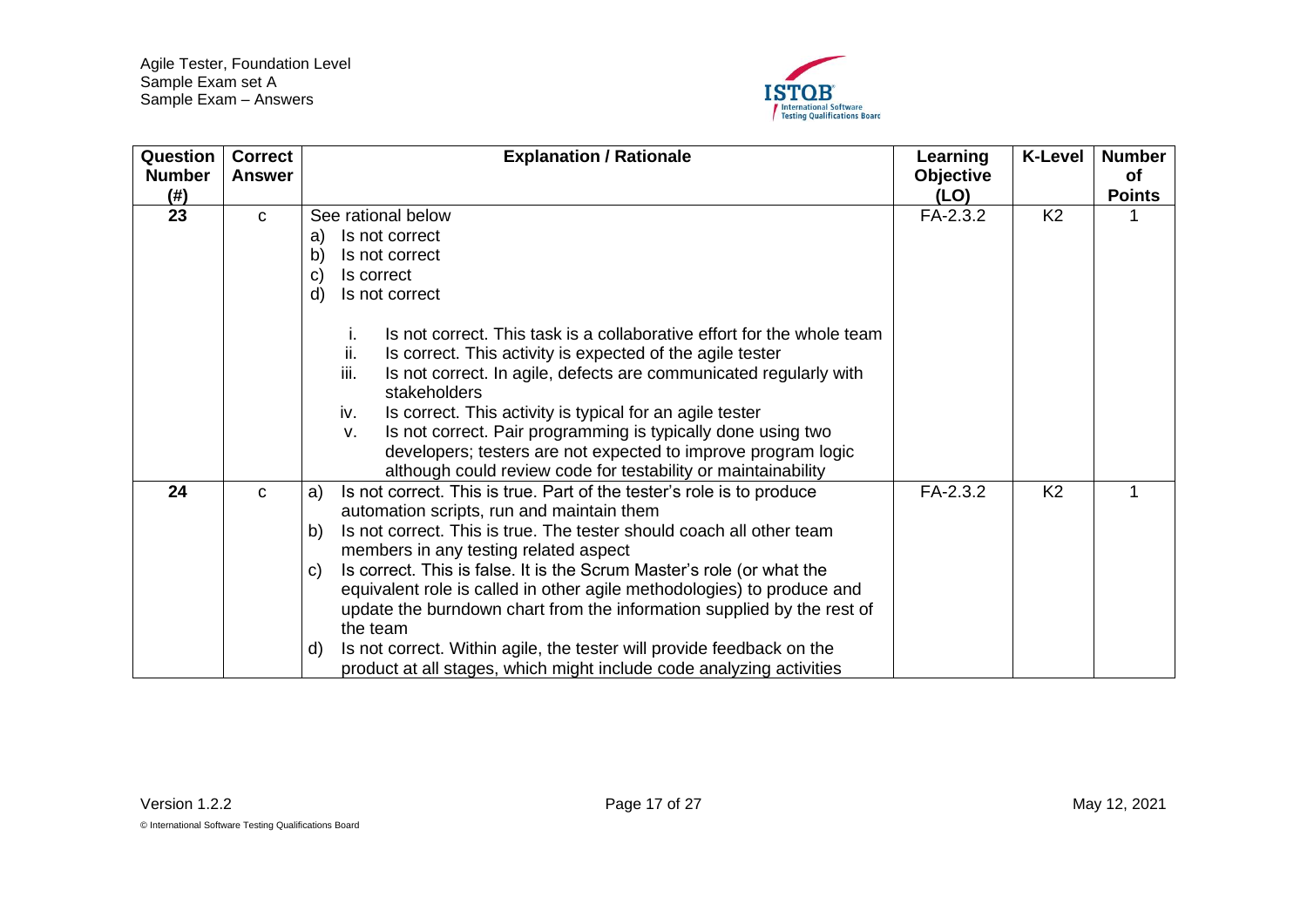| Question Number (#) | Correct Answer | Explanation / Rationale | Learning Objective (LO) | K-Level | Number of Points |
|---|---|---|---|---|---|
| 23 | c | See rational below<br>a) Is not correct<br>b) Is not correct<br>c) Is correct<br>d) Is not correct<br><br>i. Is not correct. This task is a collaborative effort for the whole team<br>ii. Is correct. This activity is expected of the agile tester<br>iii. Is not correct. In agile, defects are communicated regularly with stakeholders<br>iv. Is correct. This activity is typical for an agile tester<br>v. Is not correct. Pair programming is typically done using two developers; testers are not expected to improve program logic although could review code for testability or maintainability | FA-2.3.2 | K2 | 1 |
| 24 | c | a) Is not correct. This is true. Part of the tester's role is to produce automation scripts, run and maintain them<br>b) Is not correct. This is true. The tester should coach all other team members in any testing related aspect<br>c) Is correct. This is false. It is the Scrum Master's role (or what the equivalent role is called in other agile methodologies) to produce and update the burndown chart from the information supplied by the rest of the team<br>d) Is not correct. Within agile, the tester will provide feedback on the product at all stages, which might include code analyzing activities | FA-2.3.2 | K2 | 1 |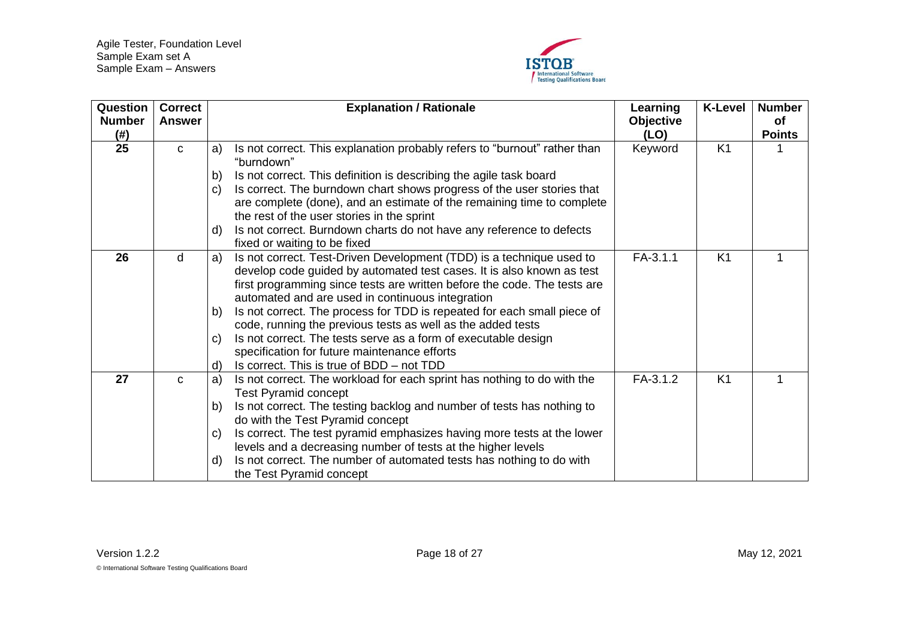| Question Number (#) | Correct Answer | Explanation / Rationale | Learning Objective (LO) | K-Level | Number of Points |
|---|---|---|---|---|---|
| 25 | c | a) Is not correct. This explanation probably refers to "burnout" rather than "burndown"<br>b) Is not correct. This definition is describing the agile task board<br>c) Is correct. The burndown chart shows progress of the user stories that are complete (done), and an estimate of the remaining time to complete the rest of the user stories in the sprint<br>d) Is not correct. Burndown charts do not have any reference to defects fixed or waiting to be fixed | Keyword | K1 | 1 |
| 26 | d | a) Is not correct. Test-Driven Development (TDD) is a technique used to develop code guided by automated test cases. It is also known as test first programming since tests are written before the code. The tests are automated and are used in continuous integration<br>b) Is not correct. The process for TDD is repeated for each small piece of code, running the previous tests as well as the added tests<br>c) Is not correct. The tests serve as a form of executable design specification for future maintenance efforts<br>d) Is correct. This is true of BDD – not TDD | FA-3.1.1 | K1 | 1 |
| 27 | c | a) Is not correct. The workload for each sprint has nothing to do with the Test Pyramid concept<br>b) Is not correct. The testing backlog and number of tests has nothing to do with the Test Pyramid concept<br>c) Is correct. The test pyramid emphasizes having more tests at the lower levels and a decreasing number of tests at the higher levels<br>d) Is not correct. The number of automated tests has nothing to do with the Test Pyramid concept | FA-3.1.2 | K1 | 1 |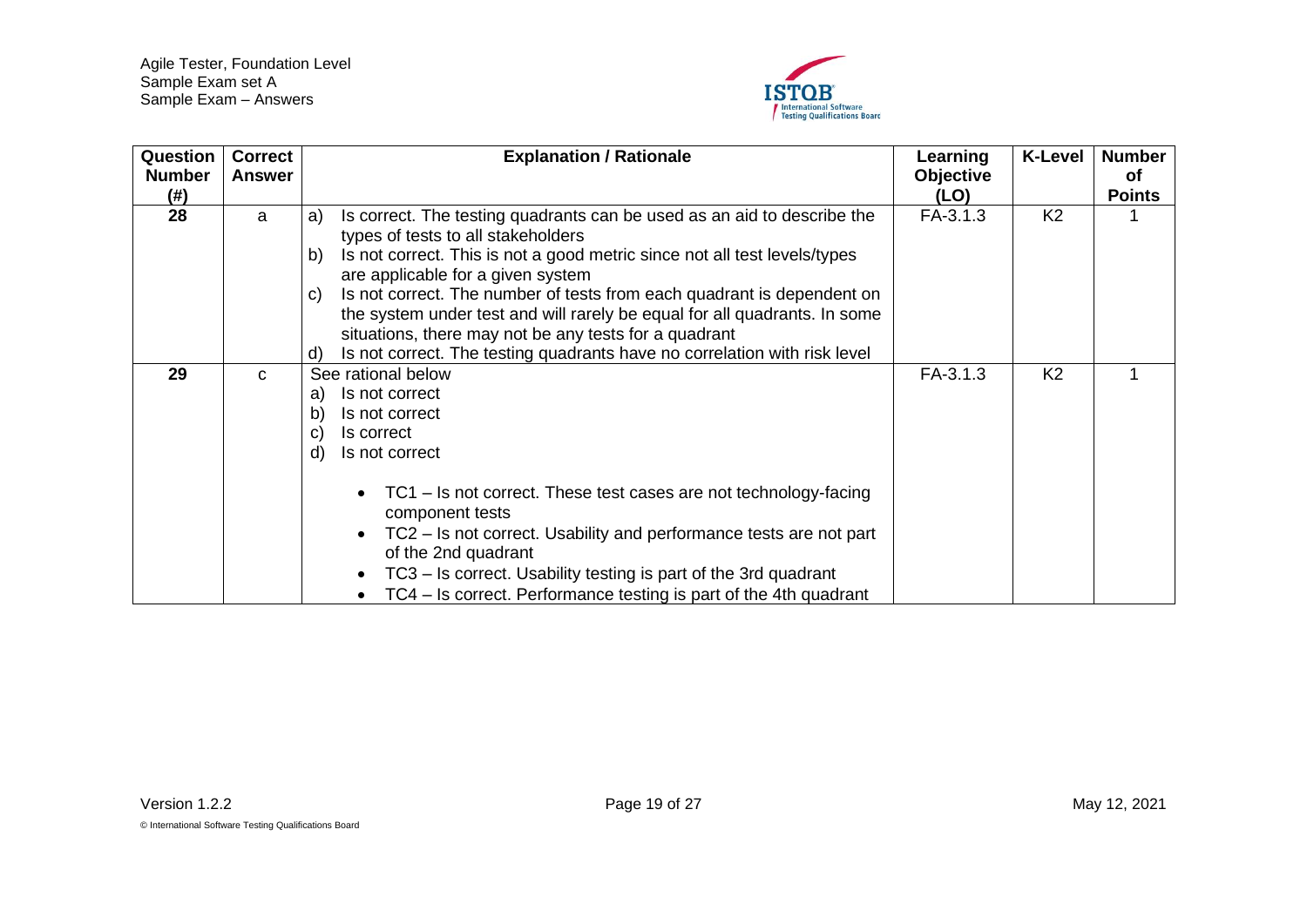| Question Number (#) | Correct Answer | Explanation / Rationale | Learning Objective (LO) | K-Level | Number of Points |
|---|---|---|---|---|---|
| 28 | a | a) Is correct. The testing quadrants can be used as an aid to describe the types of tests to all stakeholders<br>b) Is not correct. This is not a good metric since not all test levels/types are applicable for a given system<br>c) Is not correct. The number of tests from each quadrant is dependent on the system under test and will rarely be equal for all quadrants. In some situations, there may not be any tests for a quadrant<br>d) Is not correct. The testing quadrants have no correlation with risk level | FA-3.1.3 | K2 | 1 |
| 29 | c | See rational below<br>a) Is not correct<br>b) Is not correct<br>c) Is correct<br>d) Is not correct<br><br>• TC1 – Is not correct. These test cases are not technology-facing component tests<br>• TC2 – Is not correct. Usability and performance tests are not part of the 2nd quadrant<br>• TC3 – Is correct. Usability testing is part of the 3rd quadrant<br>• TC4 – Is correct. Performance testing is part of the 4th quadrant | FA-3.1.3 | K2 | 1 |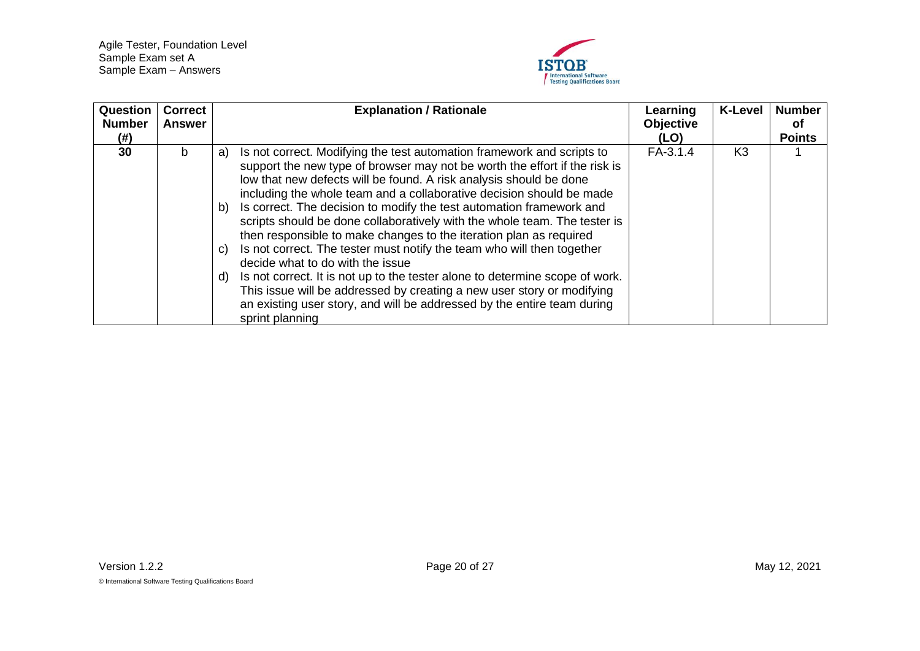| Question Number (#) | Correct Answer | Explanation / Rationale | Learning Objective (LO) | K-Level | Number of Points |
|---|---|---|---|---|---|
| 30 | b | a) Is not correct. Modifying the test automation framework and scripts to support the new type of browser may not be worth the effort if the risk is low that new defects will be found. A risk analysis should be done including the whole team and a collaborative decision should be made<br>b) Is correct. The decision to modify the test automation framework and scripts should be done collaboratively with the whole team. The tester is then responsible to make changes to the iteration plan as required<br>c) Is not correct. The tester must notify the team who will then together decide what to do with the issue<br>d) Is not correct. It is not up to the tester alone to determine scope of work. This issue will be addressed by creating a new user story or modifying an existing user story, and will be addressed by the entire team during sprint planning | FA-3.1.4 | K3 | 1 |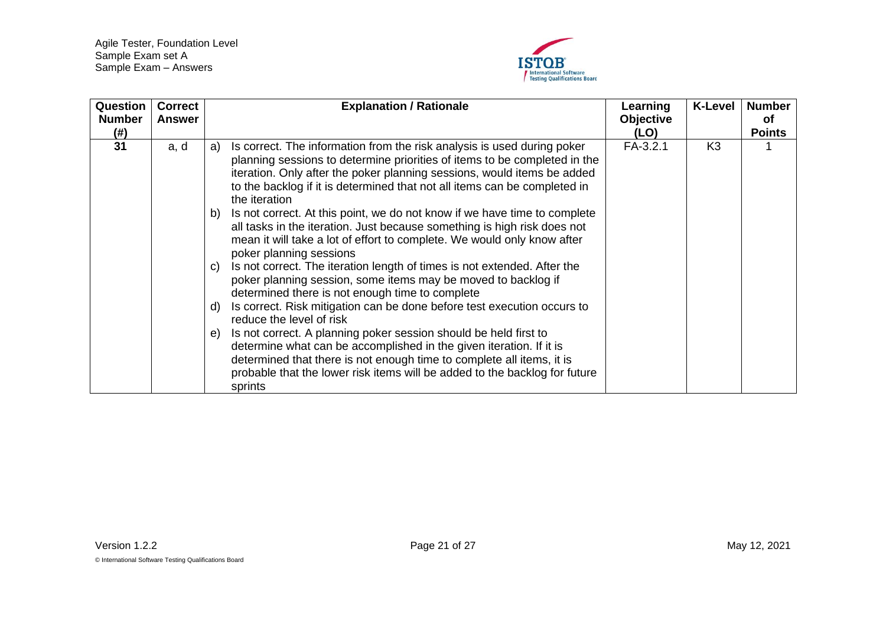| Question Number (#) | Correct Answer | Explanation / Rationale | Learning Objective (LO) | K-Level | Number of Points |
|---|---|---|---|---|---|
| 31 | a, d | a) Is correct. The information from the risk analysis is used during poker planning sessions to determine priorities of items to be completed in the iteration. Only after the poker planning sessions, would items be added to the backlog if it is determined that not all items can be completed in the iteration<br>b) Is not correct. At this point, we do not know if we have time to complete all tasks in the iteration. Just because something is high risk does not mean it will take a lot of effort to complete. We would only know after poker planning sessions<br>c) Is not correct. The iteration length of times is not extended. After the poker planning session, some items may be moved to backlog if determined there is not enough time to complete<br>d) Is correct. Risk mitigation can be done before test execution occurs to reduce the level of risk<br>e) Is not correct. A planning poker session should be held first to determine what can be accomplished in the given iteration. If it is determined that there is not enough time to complete all items, it is probable that the lower risk items will be added to the backlog for future sprints | FA-3.2.1 | K3 | 1 |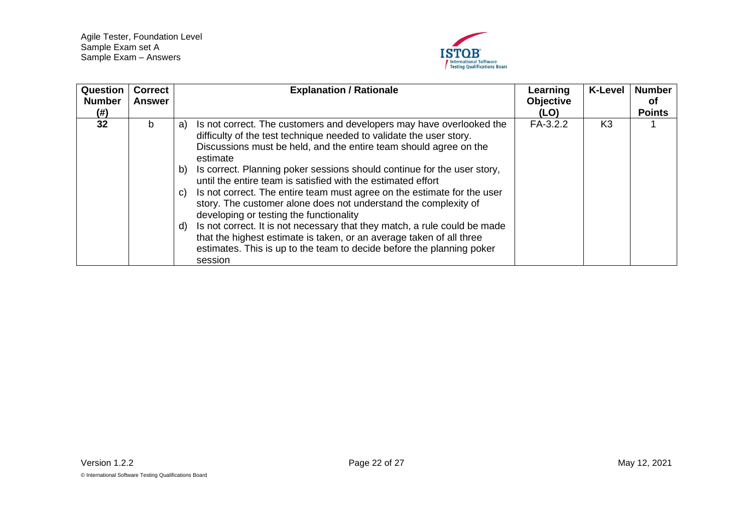| Question Number (#) | Correct Answer | Explanation / Rationale | Learning Objective (LO) | K-Level | Number of Points |
|---|---|---|---|---|---|
| 32 | b | a) Is not correct. The customers and developers may have overlooked the difficulty of the test technique needed to validate the user story. Discussions must be held, and the entire team should agree on the estimate<br>b) Is correct. Planning poker sessions should continue for the user story, until the entire team is satisfied with the estimated effort<br>c) Is not correct. The entire team must agree on the estimate for the user story. The customer alone does not understand the complexity of developing or testing the functionality<br>d) Is not correct. It is not necessary that they match, a rule could be made that the highest estimate is taken, or an average taken of all three estimates. This is up to the team to decide before the planning poker session | FA-3.2.2 | K3 | 1 |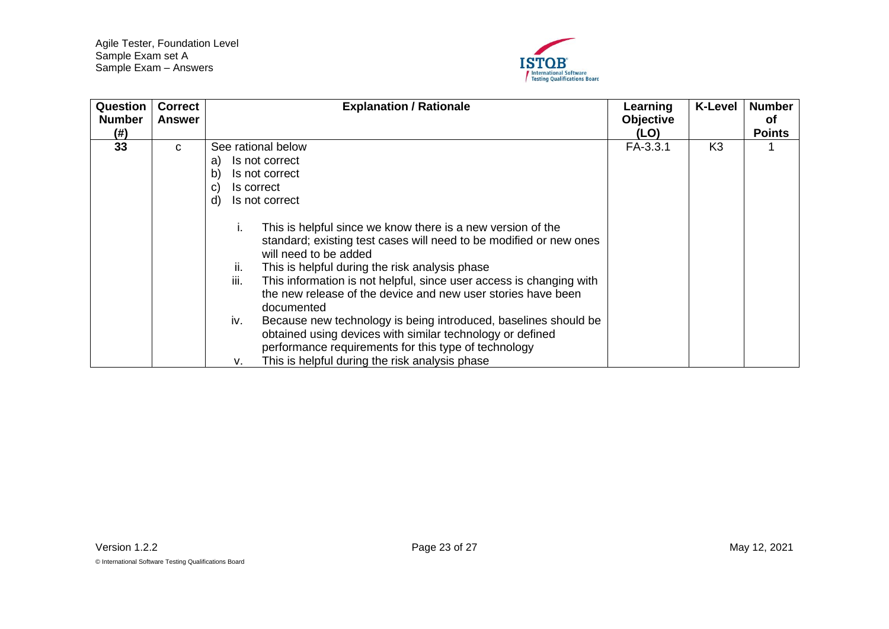| Question Number (#) | Correct Answer | Explanation / Rationale | Learning Objective (LO) | K-Level | Number of Points |
|---|---|---|---|---|---|
| 33 | c | See rational below<br>a) Is not correct<br>b) Is not correct<br>c) Is correct<br>d) Is not correct<br><br>i. This is helpful since we know there is a new version of the standard; existing test cases will need to be modified or new ones will need to be added<br>ii. This is helpful during the risk analysis phase<br>iii. This information is not helpful, since user access is changing with the new release of the device and new user stories have been documented<br>iv. Because new technology is being introduced, baselines should be obtained using devices with similar technology or defined performance requirements for this type of technology<br>v. This is helpful during the risk analysis phase | FA-3.3.1 | K3 | 1 |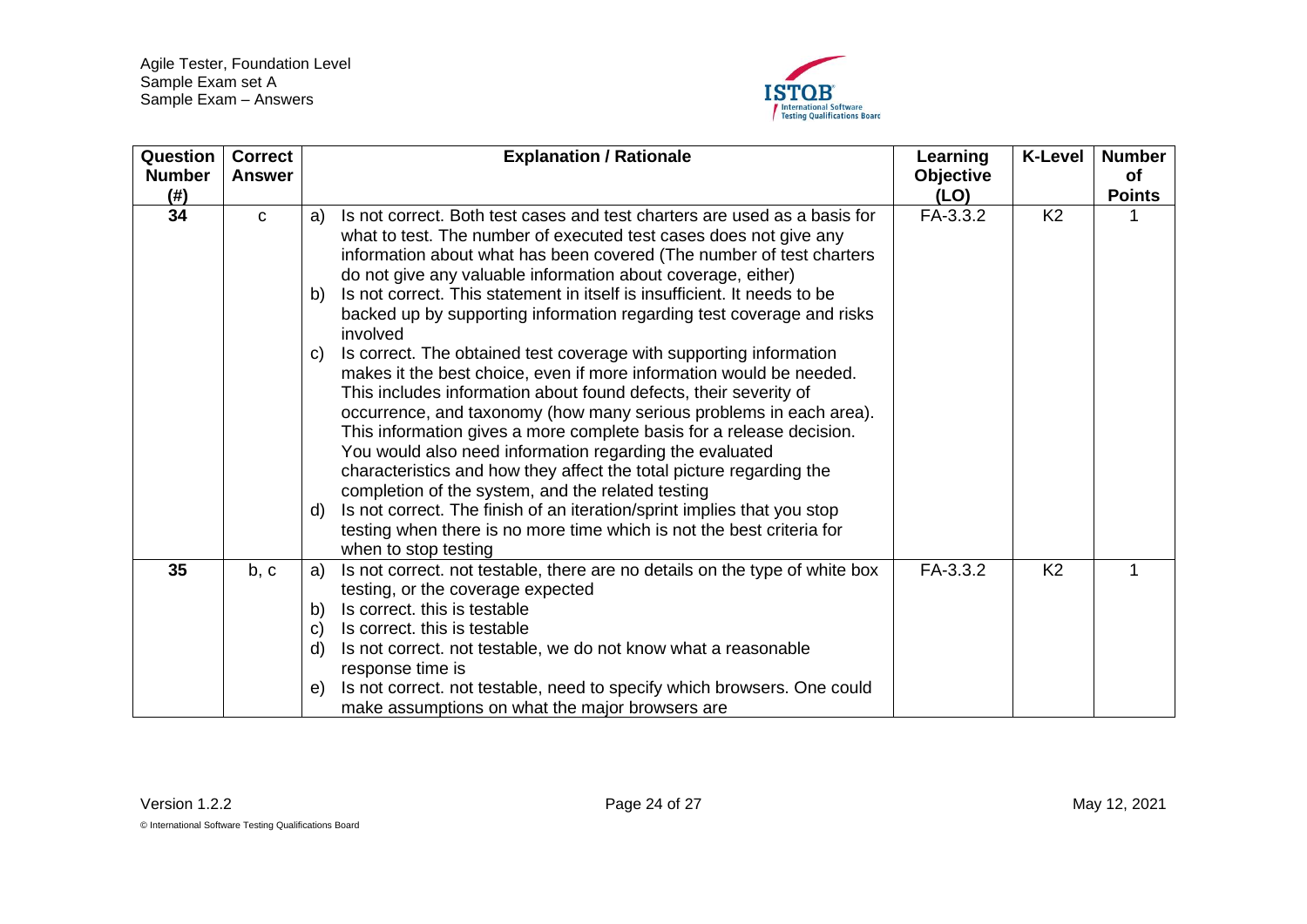| Question Number (#) | Correct Answer | Explanation / Rationale | Learning Objective (LO) | K-Level | Number of Points |
|---|---|---|---|---|---|
| 34 | c | a) Is not correct. Both test cases and test charters are used as a basis for what to test. The number of executed test cases does not give any information about what has been covered (The number of test charters do not give any valuable information about coverage, either)<br>b) Is not correct. This statement in itself is insufficient. It needs to be backed up by supporting information regarding test coverage and risks involved<br>c) Is correct. The obtained test coverage with supporting information makes it the best choice, even if more information would be needed. This includes information about found defects, their severity of occurrence, and taxonomy (how many serious problems in each area). This information gives a more complete basis for a release decision. You would also need information regarding the evaluated characteristics and how they affect the total picture regarding the completion of the system, and the related testing<br>d) Is not correct. The finish of an iteration/sprint implies that you stop testing when there is no more time which is not the best criteria for when to stop testing | FA-3.3.2 | K2 | 1 |
| 35 | b, c | a) Is not correct. not testable, there are no details on the type of white box testing, or the coverage expected<br>b) Is correct. this is testable<br>c) Is correct. this is testable<br>d) Is not correct. not testable, we do not know what a reasonable response time is<br>e) Is not correct. not testable, need to specify which browsers. One could make assumptions on what the major browsers are | FA-3.3.2 | K2 | 1 |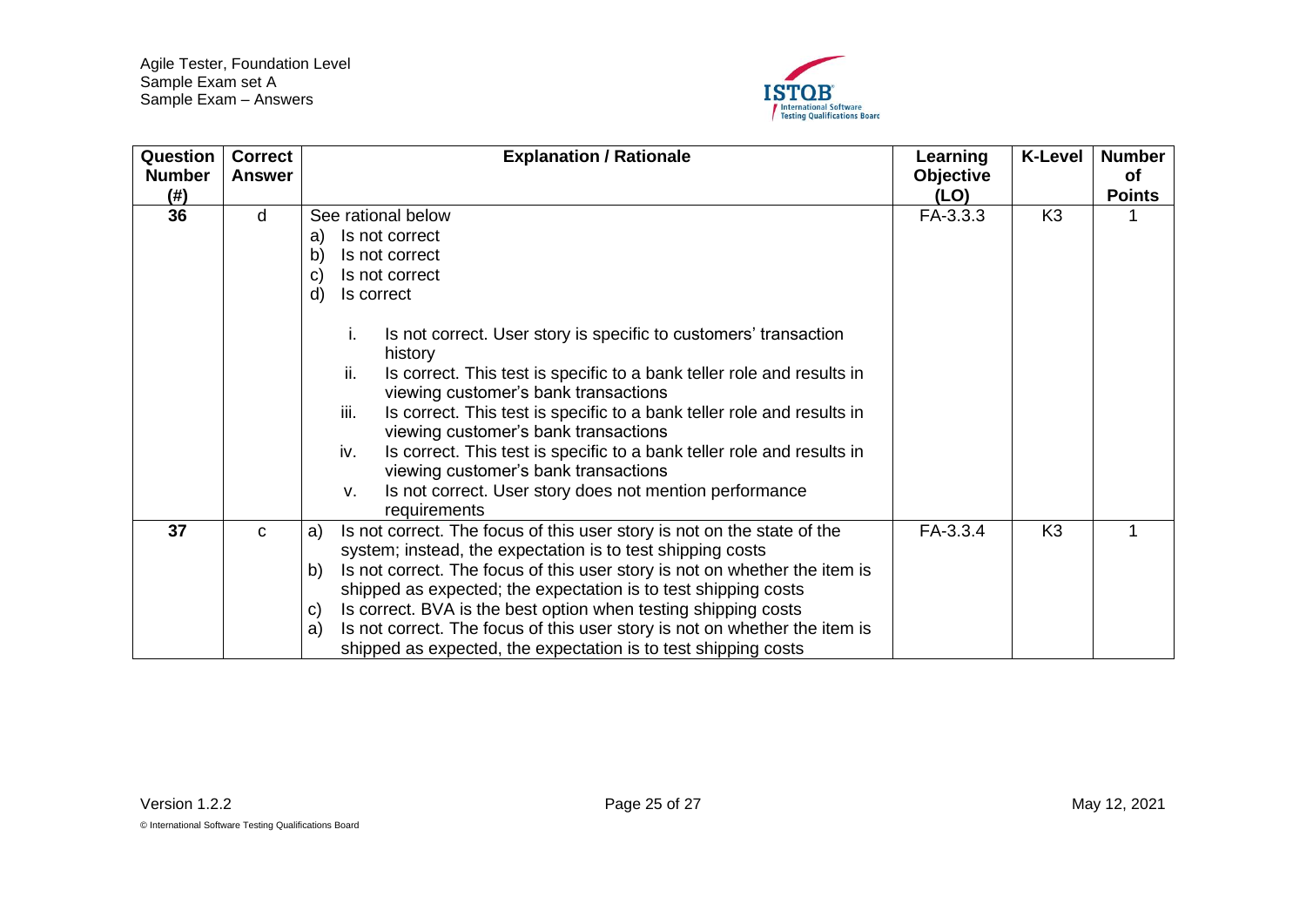| Question Number (#) | Correct Answer | Explanation / Rationale | Learning Objective (LO) | K-Level | Number of Points |
|---|---|---|---|---|---|
| 36 | d | See rational below<br>a) Is not correct<br>b) Is not correct<br>c) Is not correct<br>d) Is correct<br><br>i. Is not correct. User story is specific to customers' transaction history<br>ii. Is correct. This test is specific to a bank teller role and results in viewing customer's bank transactions<br>iii. Is correct. This test is specific to a bank teller role and results in viewing customer's bank transactions<br>iv. Is correct. This test is specific to a bank teller role and results in viewing customer's bank transactions<br>v. Is not correct. User story does not mention performance requirements | FA-3.3.3 | K3 | 1 |
| 37 | c | a) Is not correct. The focus of this user story is not on the state of the system; instead, the expectation is to test shipping costs<br>b) Is not correct. The focus of this user story is not on whether the item is shipped as expected; the expectation is to test shipping costs<br>c) Is correct. BVA is the best option when testing shipping costs<br>a) Is not correct. The focus of this user story is not on whether the item is shipped as expected, the expectation is to test shipping costs | FA-3.3.4 | K3 | 1 |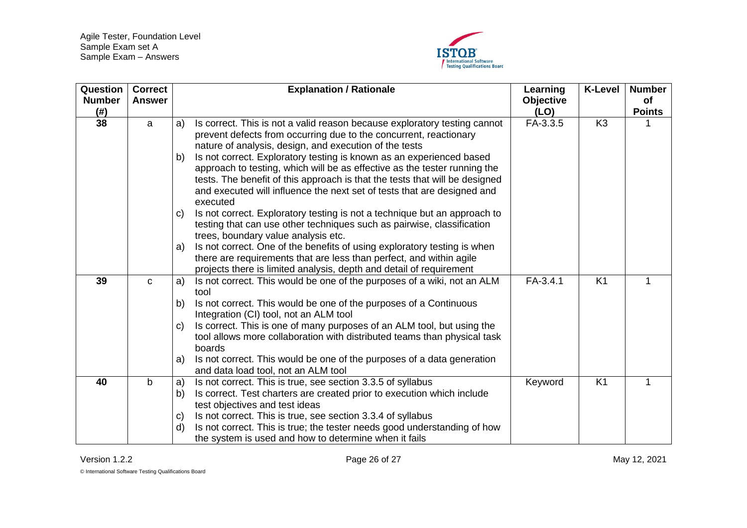| Question Number (#) | Correct Answer | Explanation / Rationale | Learning Objective (LO) | K-Level | Number of Points |
|---|---|---|---|---|---|
| 38 | a | a) Is correct. This is not a valid reason because exploratory testing cannot prevent defects from occurring due to the concurrent, reactionary nature of analysis, design, and execution of the tests<br>b) Is not correct. Exploratory testing is known as an experienced based approach to testing, which will be as effective as the tester running the tests. The benefit of this approach is that the tests that will be designed and executed will influence the next set of tests that are designed and executed<br>c) Is not correct. Exploratory testing is not a technique but an approach to testing that can use other techniques such as pairwise, classification trees, boundary value analysis etc.<br>a) Is not correct. One of the benefits of using exploratory testing is when there are requirements that are less than perfect, and within agile projects there is limited analysis, depth and detail of requirement | FA-3.3.5 | K3 | 1 |
| 39 | c | a) Is not correct. This would be one of the purposes of a wiki, not an ALM tool<br>b) Is not correct. This would be one of the purposes of a Continuous Integration (CI) tool, not an ALM tool<br>c) Is correct. This is one of many purposes of an ALM tool, but using the tool allows more collaboration with distributed teams than physical task boards<br>a) Is not correct. This would be one of the purposes of a data generation and data load tool, not an ALM tool | FA-3.4.1 | K1 | 1 |
| 40 | b | a) Is not correct. This is true, see section 3.3.5 of syllabus<br>b) Is correct. Test charters are created prior to execution which include test objectives and test ideas<br>c) Is not correct. This is true, see section 3.3.4 of syllabus<br>d) Is not correct. This is true; the tester needs good understanding of how the system is used and how to determine when it fails | Keyword | K1 | 1 |